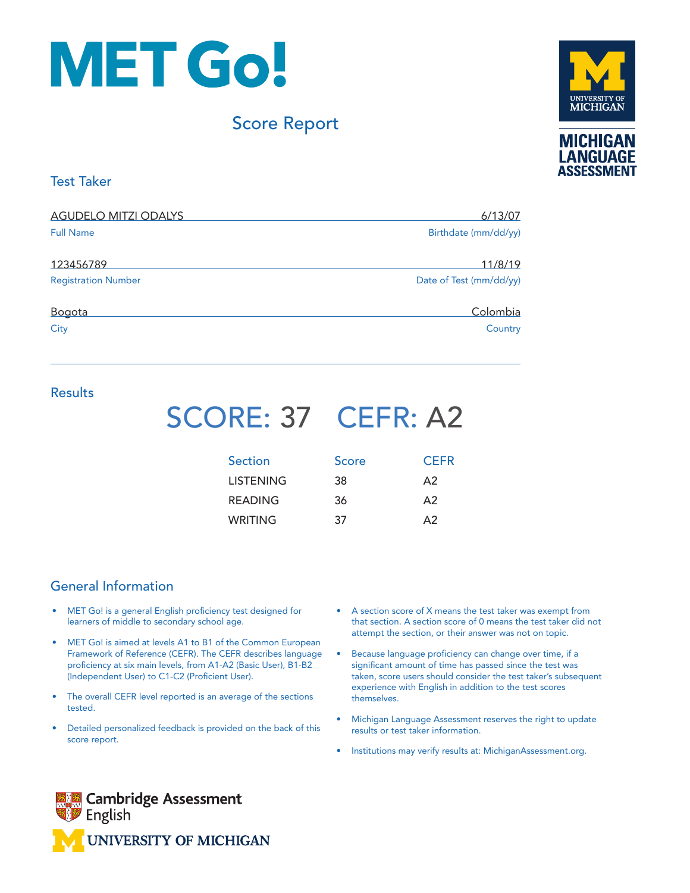# MET Go!

## Score Report

UNIVERSITY OF MICHIGAN
MICHIGAN LANGUAGE ASSESSMENT

### Test Taker

| | |
|---|---|
| AGUDELO MITZI ODALYS | 6/13/07 |
| Full Name | Birthdate (mm/dd/yy) |
| 123456789 | 11/8/19 |
| Registration Number | Date of Test (mm/dd/yy) |
| Bogota | Colombia |
| City | Country |

### Results

**SCORE: 37 CEFR: A2**

| Section | Score | CEFR |
|---|---|---|
| LISTENING | 38 | A2 |
| READING | 36 | A2 |
| WRITING | 37 | A2 |

### General Information

- MET Go! is a general English proficiency test designed for learners of middle to secondary school age.
- MET Go! is aimed at levels A1 to B1 of the Common European Framework of Reference (CEFR). The CEFR describes language proficiency at six main levels, from A1-A2 (Basic User), B1-B2 (Independent User) to C1-C2 (Proficient User).
- The overall CEFR level reported is an average of the sections tested.
- Detailed personalized feedback is provided on the back of this score report.
- A section score of X means the test taker was exempt from that section. A section score of 0 means the test taker did not attempt the section, or their answer was not on topic.
- Because language proficiency can change over time, if a significant amount of time has passed since the test was taken, score users should consider the test taker's subsequent experience with English in addition to the test scores themselves.
- Michigan Language Assessment reserves the right to update results or test taker information.
- Institutions may verify results at: MichiganAssessment.org.

Cambridge Assessment English

UNIVERSITY OF MICHIGAN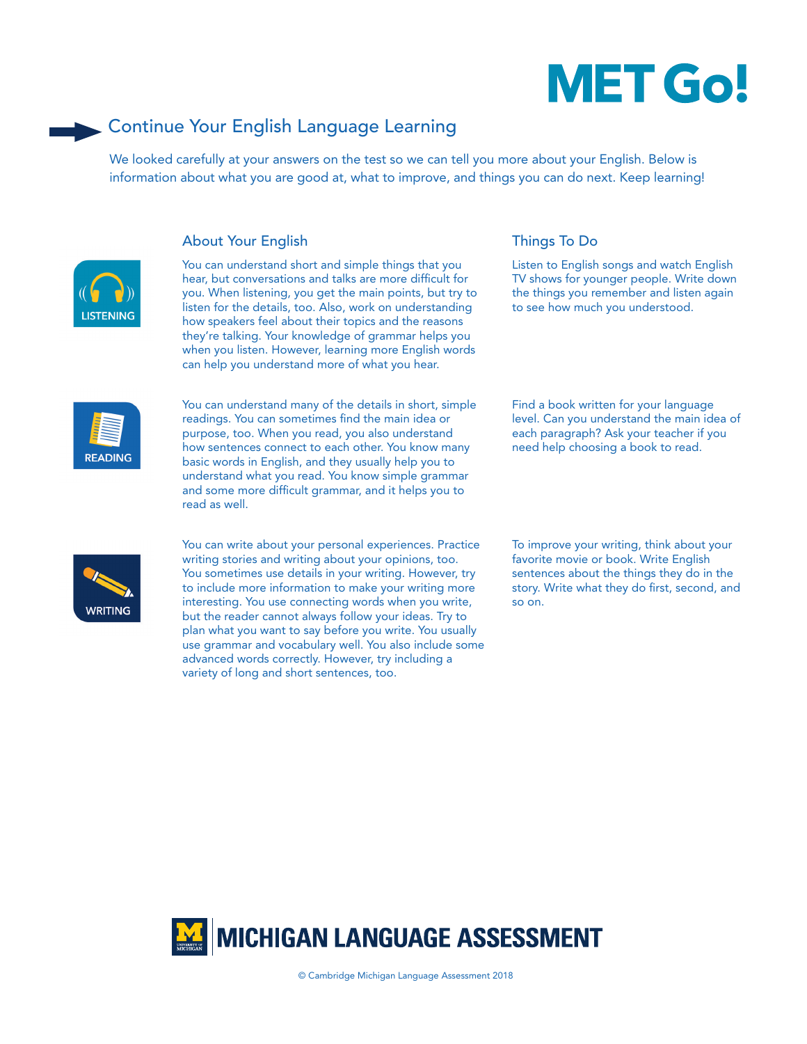# MET Go!

## Continue Your English Language Learning

We looked carefully at your answers on the test so we can tell you more about your English. Below is information about what you are good at, what to improve, and things you can do next. Keep learning!

| | About Your English | Things To Do |
|---|---|---|
| LISTENING | You can understand short and simple things that you hear, but conversations and talks are more difficult for you. When listening, you get the main points, but try to listen for the details, too. Also, work on understanding how speakers feel about their topics and the reasons they're talking. Your knowledge of grammar helps you when you listen. However, learning more English words can help you understand more of what you hear. | Listen to English songs and watch English TV shows for younger people. Write down the things you remember and listen again to see how much you understood. |
| READING | You can understand many of the details in short, simple readings. You can sometimes find the main idea or purpose, too. When you read, you also understand how sentences connect to each other. You know many basic words in English, and they usually help you to understand what you read. You know simple grammar and some more difficult grammar, and it helps you to read as well. | Find a book written for your language level. Can you understand the main idea of each paragraph? Ask your teacher if you need help choosing a book to read. |
| WRITING | You can write about your personal experiences. Practice writing stories and writing about your opinions, too. You sometimes use details in your writing. However, try to include more information to make your writing more interesting. You use connecting words when you write, but the reader cannot always follow your ideas. Try to plan what you want to say before you write. You usually use grammar and vocabulary well. You also include some advanced words correctly. However, try including a variety of long and short sentences, too. | To improve your writing, think about your favorite movie or book. Write English sentences about the things they do in the story. Write what they do first, second, and so on. |

MICHIGAN LANGUAGE ASSESSMENT

© Cambridge Michigan Language Assessment 2018